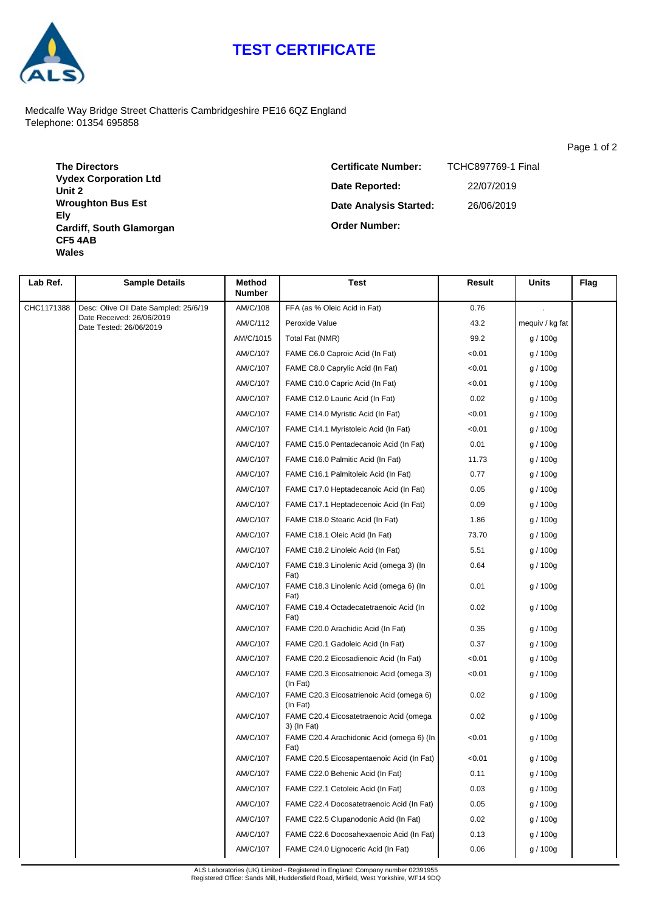# TEST CERTIFICATE

Medcalfe Way Bridge Street Chatteris Cambridgeshire PE16 6QZ England
Telephone: 01354 695858

**The Directors**
**Vydex Corporation Ltd**
**Unit 2**
**Wroughton Bus Est**
**Ely**
**Cardiff, South Glamorgan**
**CF5 4AB**
**Wales**

**Certificate Number:** TCHC897769-1 Final
**Date Reported:** 22/07/2019
**Date Analysis Started:** 26/06/2019
**Order Number:**

| Lab Ref. | Sample Details | Method Number | Test | Result | Units | Flag |
|---|---|---|---|---|---|---|
| CHC1171388 | Desc: Olive Oil Date Sampled: 25/6/19 | AM/C/108 | FFA (as % Oleic Acid in Fat) | 0.76 | . | |
| | Date Received: 26/06/2019 Date Tested: 26/06/2019 | AM/C/112 | Peroxide Value | 43.2 | mequiv / kg fat | |
| | | AM/C/1015 | Total Fat (NMR) | 99.2 | g / 100g | |
| | | AM/C/107 | FAME C6.0 Caproic Acid (In Fat) | <0.01 | g / 100g | |
| | | AM/C/107 | FAME C8.0 Caprylic Acid (In Fat) | <0.01 | g / 100g | |
| | | AM/C/107 | FAME C10.0 Capric Acid (In Fat) | <0.01 | g / 100g | |
| | | AM/C/107 | FAME C12.0 Lauric Acid (In Fat) | 0.02 | g / 100g | |
| | | AM/C/107 | FAME C14.0 Myristic Acid (In Fat) | <0.01 | g / 100g | |
| | | AM/C/107 | FAME C14.1 Myristoleic Acid (In Fat) | <0.01 | g / 100g | |
| | | AM/C/107 | FAME C15.0 Pentadecanoic Acid (In Fat) | 0.01 | g / 100g | |
| | | AM/C/107 | FAME C16.0 Palmitic Acid (In Fat) | 11.73 | g / 100g | |
| | | AM/C/107 | FAME C16.1 Palmitoleic Acid (In Fat) | 0.77 | g / 100g | |
| | | AM/C/107 | FAME C17.0 Heptadecanoic Acid (In Fat) | 0.05 | g / 100g | |
| | | AM/C/107 | FAME C17.1 Heptadecenoic Acid (In Fat) | 0.09 | g / 100g | |
| | | AM/C/107 | FAME C18.0 Stearic Acid (In Fat) | 1.86 | g / 100g | |
| | | AM/C/107 | FAME C18.1 Oleic Acid (In Fat) | 73.70 | g / 100g | |
| | | AM/C/107 | FAME C18.2 Linoleic Acid (In Fat) | 5.51 | g / 100g | |
| | | AM/C/107 | FAME C18.3 Linolenic Acid (omega 3) (In Fat) | 0.64 | g / 100g | |
| | | AM/C/107 | FAME C18.3 Linolenic Acid (omega 6) (In Fat) | 0.01 | g / 100g | |
| | | AM/C/107 | FAME C18.4 Octadecatetraenoic Acid (In Fat) | 0.02 | g / 100g | |
| | | AM/C/107 | FAME C20.0 Arachidic Acid (In Fat) | 0.35 | g / 100g | |
| | | AM/C/107 | FAME C20.1 Gadoleic Acid (In Fat) | 0.37 | g / 100g | |
| | | AM/C/107 | FAME C20.2 Eicosadienoic Acid (In Fat) | <0.01 | g / 100g | |
| | | AM/C/107 | FAME C20.3 Eicosatrienoic Acid (omega 3) (In Fat) | <0.01 | g / 100g | |
| | | AM/C/107 | FAME C20.3 Eicosatrienoic Acid (omega 6) (In Fat) | 0.02 | g / 100g | |
| | | AM/C/107 | FAME C20.4 Eicosatetraenoic Acid (omega 3) (In Fat) | 0.02 | g / 100g | |
| | | AM/C/107 | FAME C20.4 Arachidonic Acid (omega 6) (In Fat) | <0.01 | g / 100g | |
| | | AM/C/107 | FAME C20.5 Eicosapentaenoic Acid (In Fat) | <0.01 | g / 100g | |
| | | AM/C/107 | FAME C22.0 Behenic Acid (In Fat) | 0.11 | g / 100g | |
| | | AM/C/107 | FAME C22.1 Cetoleic Acid (In Fat) | 0.03 | g / 100g | |
| | | AM/C/107 | FAME C22.4 Docosatetraenoic Acid (In Fat) | 0.05 | g / 100g | |
| | | AM/C/107 | FAME C22.5 Clupanodonic Acid (In Fat) | 0.02 | g / 100g | |
| | | AM/C/107 | FAME C22.6 Docosahexaenoic Acid (In Fat) | 0.13 | g / 100g | |
| | | AM/C/107 | FAME C24.0 Lignoceric Acid (In Fat) | 0.06 | g / 100g | |

ALS Laboratories (UK) Limited - Registered in England: Company number 02391955
Registered Office: Sands Mill, Huddersfield Road, Mirfield, West Yorkshire, WF14 9DQ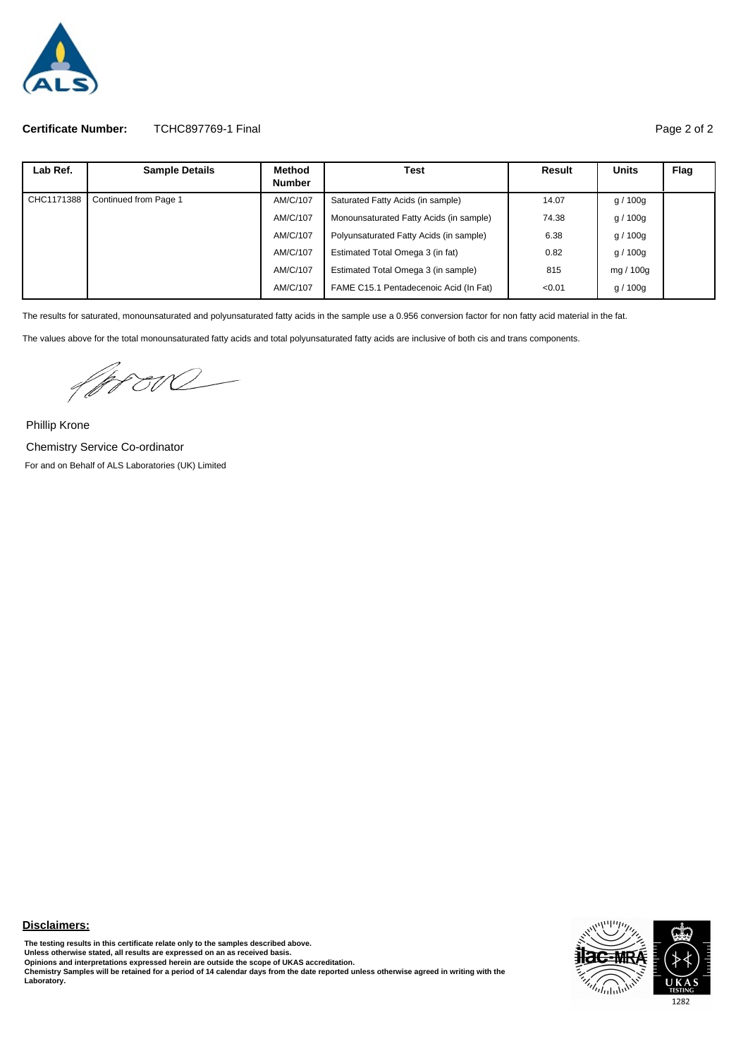**Certificate Number:** TCHC897769-1 Final

| Lab Ref. | Sample Details | Method Number | Test | Result | Units | Flag |
|---|---|---|---|---|---|---|
| CHC1171388 | Continued from Page 1 | AM/C/107 | Saturated Fatty Acids (in sample) | 14.07 | g / 100g | |
| | | AM/C/107 | Monounsaturated Fatty Acids (in sample) | 74.38 | g / 100g | |
| | | AM/C/107 | Polyunsaturated Fatty Acids (in sample) | 6.38 | g / 100g | |
| | | AM/C/107 | Estimated Total Omega 3 (in fat) | 0.82 | g / 100g | |
| | | AM/C/107 | Estimated Total Omega 3 (in sample) | 815 | mg / 100g | |
| | | AM/C/107 | FAME C15.1 Pentadecenoic Acid (In Fat) | <0.01 | g / 100g | |

The results for saturated, monounsaturated and polyunsaturated fatty acids in the sample use a 0.956 conversion factor for non fatty acid material in the fat.

The values above for the total monounsaturated fatty acids and total polyunsaturated fatty acids are inclusive of both cis and trans components.

Phillip Krone

Chemistry Service Co-ordinator

For and on Behalf of ALS Laboratories (UK) Limited

**Disclaimers:**

**The testing results in this certificate relate only to the samples described above.**
**Unless otherwise stated, all results are expressed on an as received basis.**
**Opinions and interpretations expressed herein are outside the scope of UKAS accreditation.**
**Chemistry Samples will be retained for a period of 14 calendar days from the date reported unless otherwise agreed in writing with the Laboratory.**

ilac-MRA

UKAS TESTING 1282